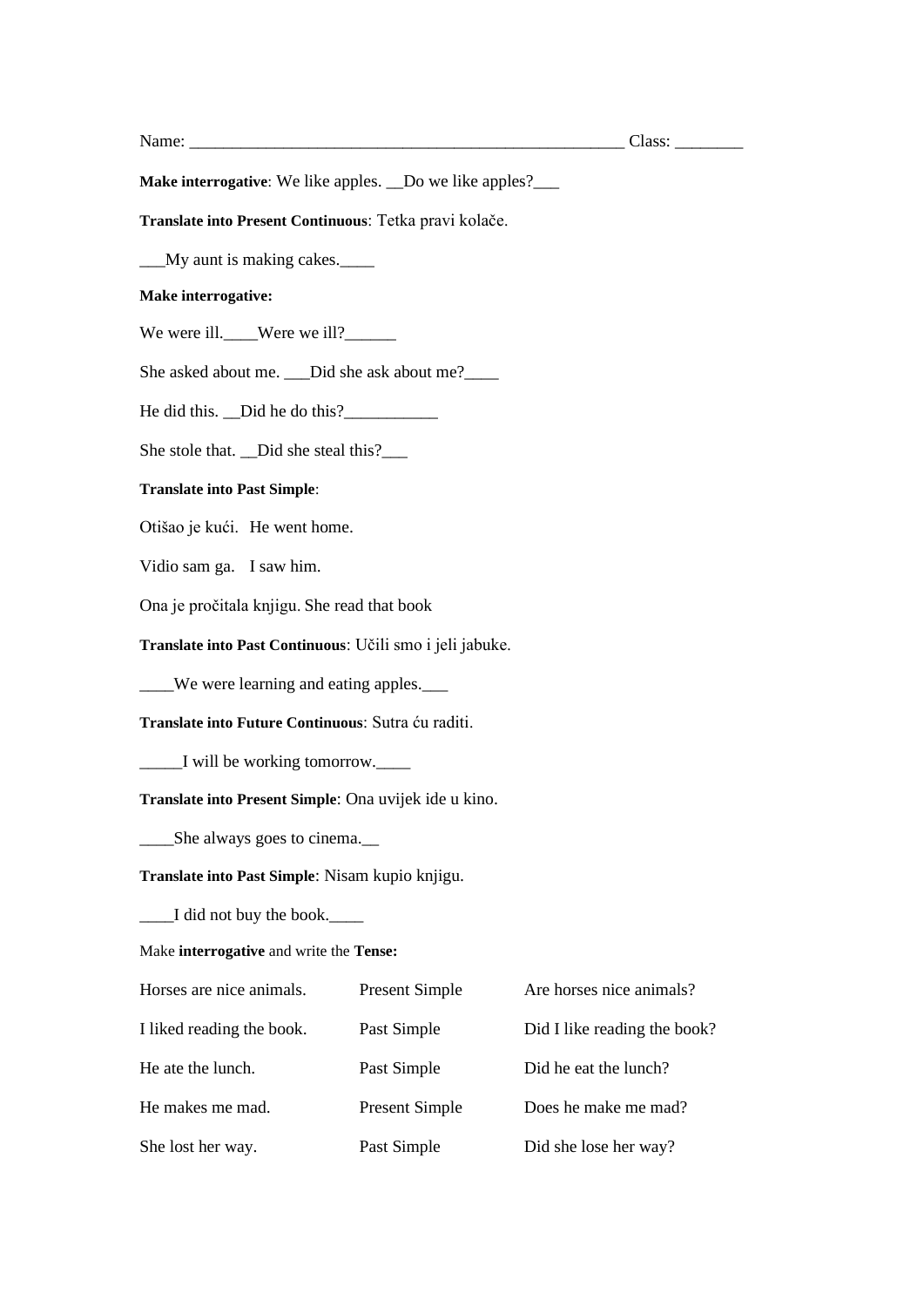Name: ___________________________________________________ Class: ________

**Make interrogative**: We like apples. __Do we like apples?___

**Translate into Present Continuous**: Tetka pravi kolače.

___My aunt is making cakes.____

**Make interrogative:**

We were ill.____Were we ill?______

She asked about me. ___Did she ask about me?____

He did this. __Did he do this?___________

She stole that. __Did she steal this?___

**Translate into Past Simple**:

Otišao je kući.   He went home.

Vidio sam ga.   I saw him.

Ona je pročitala knjigu. She read that book

**Translate into Past Continuous**: Učili smo i jeli jabuke.

____We were learning and eating apples.___

**Translate into Future Continuous**: Sutra ću raditi.

_____I will be working tomorrow.____

**Translate into Present Simple**: Ona uvijek ide u kino.

____She always goes to cinema.__

**Translate into Past Simple**: Nisam kupio knjigu.

____I did not buy the book.____

Make **interrogative** and write the **Tense:**

| | | |
|---|---|---|
| Horses are nice animals. | Present Simple | Are horses nice animals? |
| I liked reading the book. | Past Simple | Did I like reading the book? |
| He ate the lunch. | Past Simple | Did he eat the lunch? |
| He makes me mad. | Present Simple | Does he make me mad? |
| She lost her way. | Past Simple | Did she lose her way? |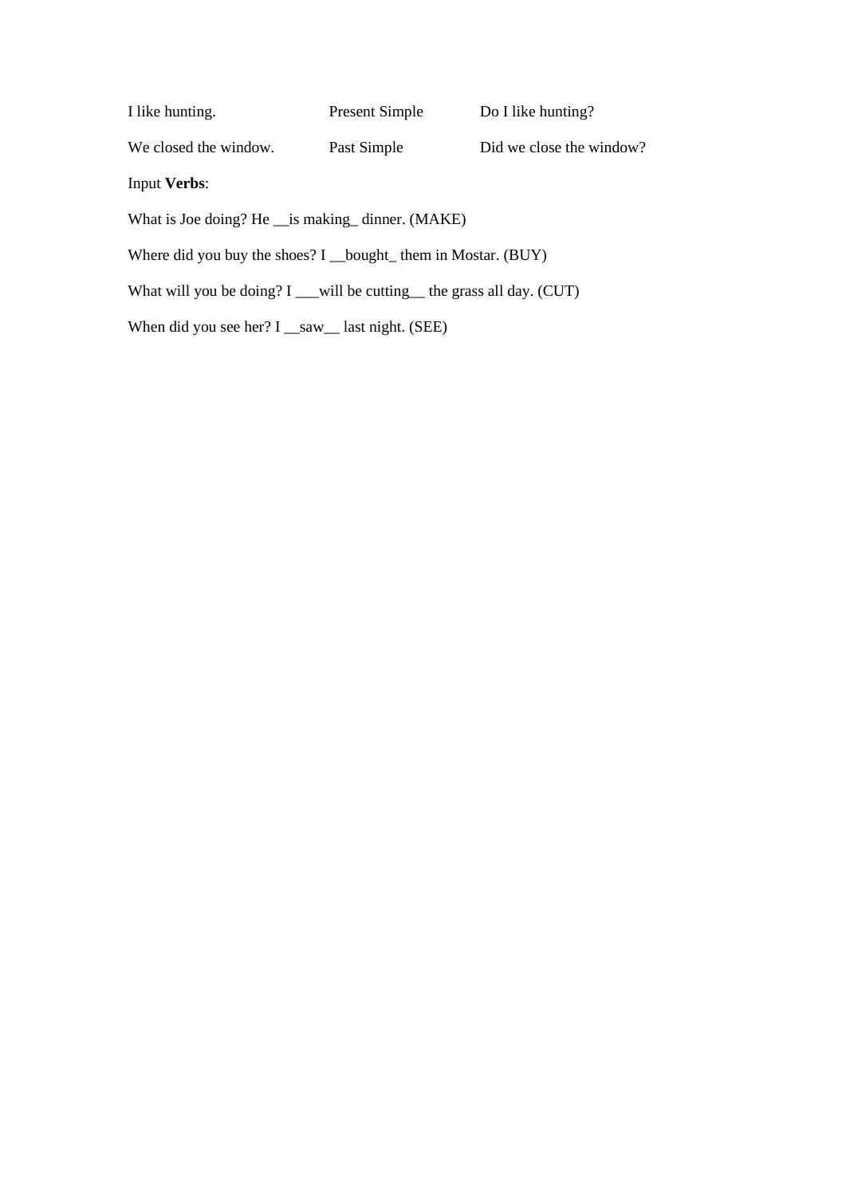| | | |
|---|---|---|
| I like hunting. | Present Simple | Do I like hunting? |
| We closed the window. | Past Simple | Did we close the window? |

Input **Verbs**:

What is Joe doing? He __is making_ dinner. (MAKE)

Where did you buy the shoes? I __bought_ them in Mostar. (BUY)

What will you be doing? I ___will be cutting__ the grass all day. (CUT)

When did you see her? I __saw__ last night. (SEE)